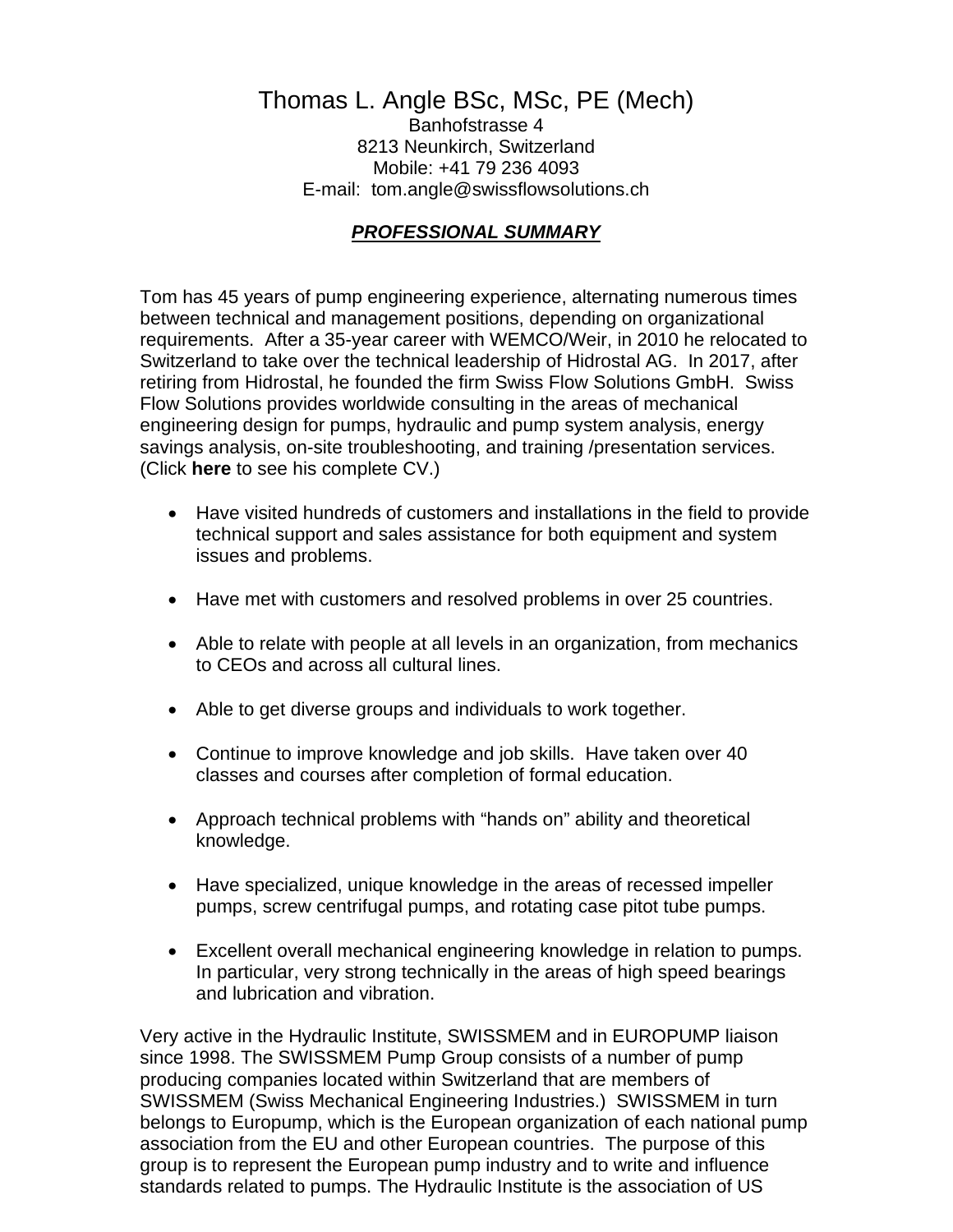# Thomas L. Angle BSc, MSc, PE (Mech)

Banhofstrasse 4
8213 Neunkirch, Switzerland
Mobile: +41 79 236 4093
E-mail: tom.angle@swissflowsolutions.ch

## ***PROFESSIONAL SUMMARY***

Tom has 45 years of pump engineering experience, alternating numerous times between technical and management positions, depending on organizational requirements. After a 35-year career with WEMCO/Weir, in 2010 he relocated to Switzerland to take over the technical leadership of Hidrostal AG. In 2017, after retiring from Hidrostal, he founded the firm Swiss Flow Solutions GmbH. Swiss Flow Solutions provides worldwide consulting in the areas of mechanical engineering design for pumps, hydraulic and pump system analysis, energy savings analysis, on-site troubleshooting, and training /presentation services. (Click **here** to see his complete CV.)

- Have visited hundreds of customers and installations in the field to provide technical support and sales assistance for both equipment and system issues and problems.
- Have met with customers and resolved problems in over 25 countries.
- Able to relate with people at all levels in an organization, from mechanics to CEOs and across all cultural lines.
- Able to get diverse groups and individuals to work together.
- Continue to improve knowledge and job skills. Have taken over 40 classes and courses after completion of formal education.
- Approach technical problems with "hands on" ability and theoretical knowledge.
- Have specialized, unique knowledge in the areas of recessed impeller pumps, screw centrifugal pumps, and rotating case pitot tube pumps.
- Excellent overall mechanical engineering knowledge in relation to pumps. In particular, very strong technically in the areas of high speed bearings and lubrication and vibration.

Very active in the Hydraulic Institute, SWISSMEM and in EUROPUMP liaison since 1998. The SWISSMEM Pump Group consists of a number of pump producing companies located within Switzerland that are members of SWISSMEM (Swiss Mechanical Engineering Industries.) SWISSMEM in turn belongs to Europump, which is the European organization of each national pump association from the EU and other European countries. The purpose of this group is to represent the European pump industry and to write and influence standards related to pumps. The Hydraulic Institute is the association of US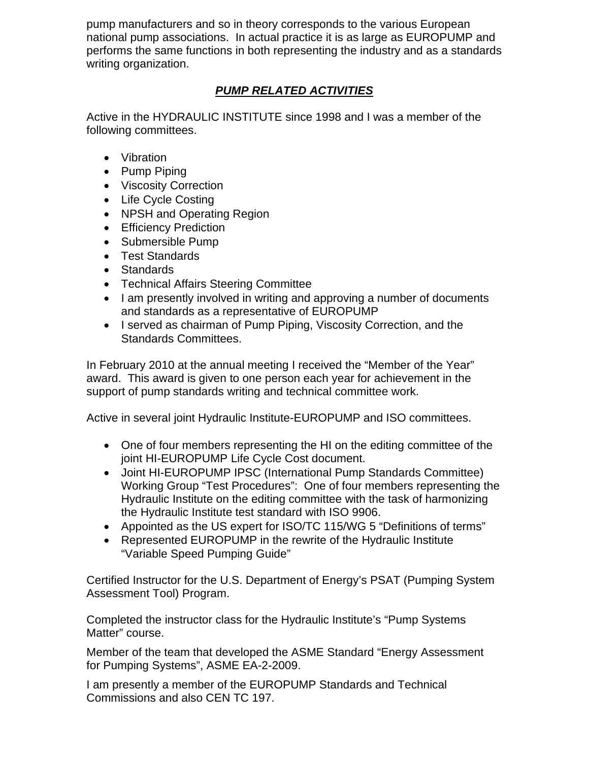pump manufacturers and so in theory corresponds to the various European national pump associations. In actual practice it is as large as EUROPUMP and performs the same functions in both representing the industry and as a standards writing organization.

## ***PUMP RELATED ACTIVITIES***

Active in the HYDRAULIC INSTITUTE since 1998 and I was a member of the following committees.

- Vibration
- Pump Piping
- Viscosity Correction
- Life Cycle Costing
- NPSH and Operating Region
- Efficiency Prediction
- Submersible Pump
- Test Standards
- Standards
- Technical Affairs Steering Committee
- I am presently involved in writing and approving a number of documents and standards as a representative of EUROPUMP
- I served as chairman of Pump Piping, Viscosity Correction, and the Standards Committees.

In February 2010 at the annual meeting I received the "Member of the Year" award. This award is given to one person each year for achievement in the support of pump standards writing and technical committee work.

Active in several joint Hydraulic Institute-EUROPUMP and ISO committees.

- One of four members representing the HI on the editing committee of the joint HI-EUROPUMP Life Cycle Cost document.
- Joint HI-EUROPUMP IPSC (International Pump Standards Committee) Working Group "Test Procedures": One of four members representing the Hydraulic Institute on the editing committee with the task of harmonizing the Hydraulic Institute test standard with ISO 9906.
- Appointed as the US expert for ISO/TC 115/WG 5 "Definitions of terms"
- Represented EUROPUMP in the rewrite of the Hydraulic Institute "Variable Speed Pumping Guide"

Certified Instructor for the U.S. Department of Energy's PSAT (Pumping System Assessment Tool) Program.

Completed the instructor class for the Hydraulic Institute's "Pump Systems Matter" course.

Member of the team that developed the ASME Standard "Energy Assessment for Pumping Systems", ASME EA-2-2009.

I am presently a member of the EUROPUMP Standards and Technical Commissions and also CEN TC 197.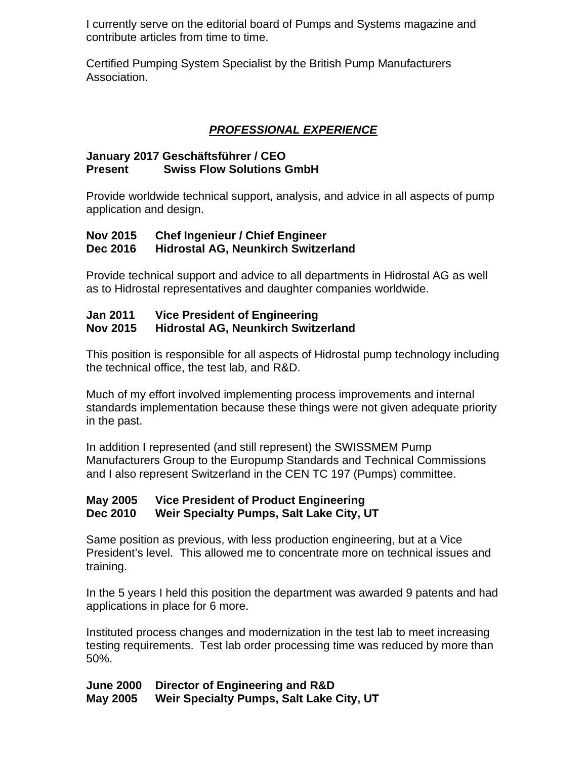I currently serve on the editorial board of Pumps and Systems magazine and contribute articles from time to time.

Certified Pumping System Specialist by the British Pump Manufacturers Association.

## ***PROFESSIONAL EXPERIENCE***

**January 2017 Geschäftsführer / CEO**
**Present Swiss Flow Solutions GmbH**

Provide worldwide technical support, analysis, and advice in all aspects of pump application and design.

**Nov 2015 Chef Ingenieur / Chief Engineer**
**Dec 2016 Hidrostal AG, Neunkirch Switzerland**

Provide technical support and advice to all departments in Hidrostal AG as well as to Hidrostal representatives and daughter companies worldwide.

**Jan 2011 Vice President of Engineering**
**Nov 2015 Hidrostal AG, Neunkirch Switzerland**

This position is responsible for all aspects of Hidrostal pump technology including the technical office, the test lab, and R&D.

Much of my effort involved implementing process improvements and internal standards implementation because these things were not given adequate priority in the past.

In addition I represented (and still represent) the SWISSMEM Pump Manufacturers Group to the Europump Standards and Technical Commissions and I also represent Switzerland in the CEN TC 197 (Pumps) committee.

**May 2005 Vice President of Product Engineering**
**Dec 2010 Weir Specialty Pumps, Salt Lake City, UT**

Same position as previous, with less production engineering, but at a Vice President's level. This allowed me to concentrate more on technical issues and training.

In the 5 years I held this position the department was awarded 9 patents and had applications in place for 6 more.

Instituted process changes and modernization in the test lab to meet increasing testing requirements. Test lab order processing time was reduced by more than 50%.

**June 2000 Director of Engineering and R&D**
**May 2005 Weir Specialty Pumps, Salt Lake City, UT**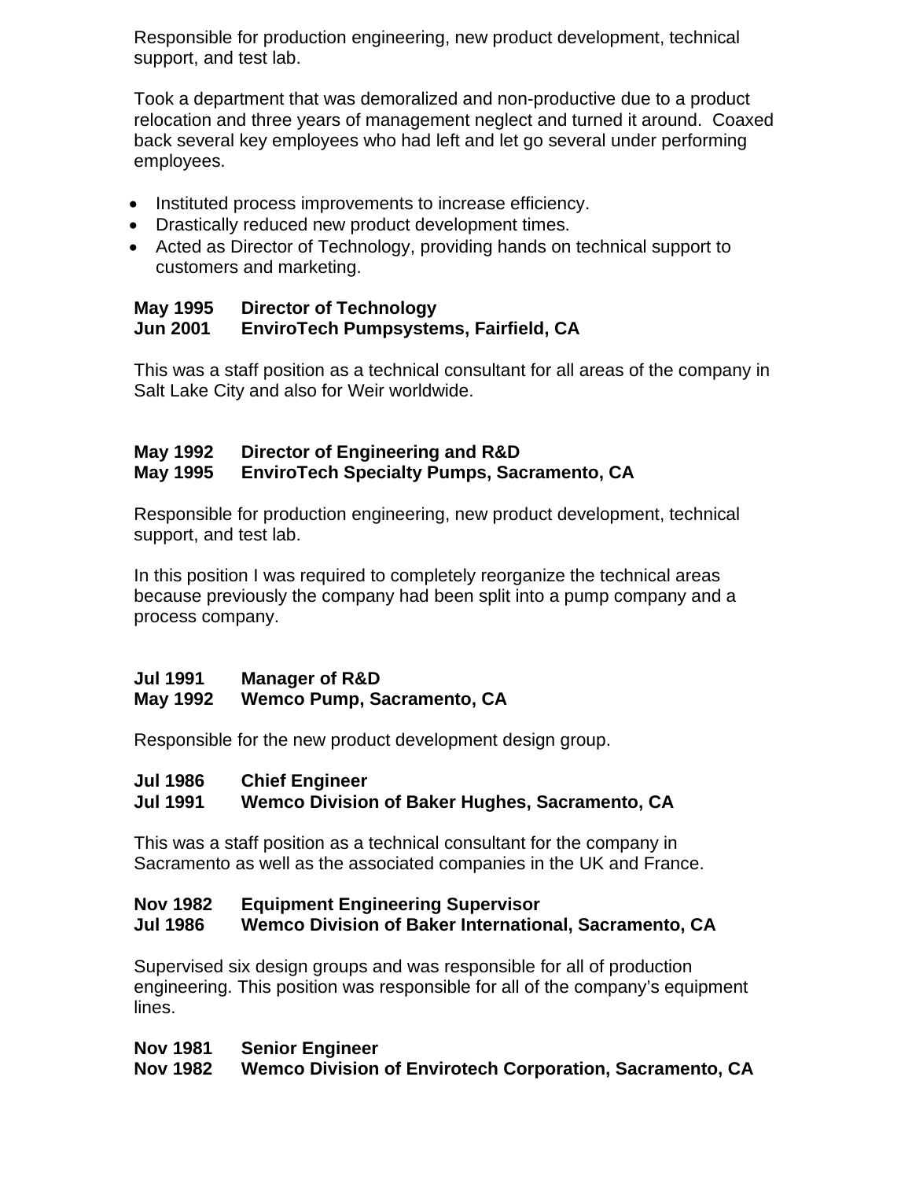Responsible for production engineering, new product development, technical support, and test lab.

Took a department that was demoralized and non-productive due to a product relocation and three years of management neglect and turned it around.  Coaxed back several key employees who had left and let go several under performing employees.

- Instituted process improvements to increase efficiency.
- Drastically reduced new product development times.
- Acted as Director of Technology, providing hands on technical support to customers and marketing.

**May 1995 Director of Technology**
**Jun 2001 EnviroTech Pumpsystems, Fairfield, CA**

This was a staff position as a technical consultant for all areas of the company in Salt Lake City and also for Weir worldwide.

**May 1992 Director of Engineering and R&D**
**May 1995 EnviroTech Specialty Pumps, Sacramento, CA**

Responsible for production engineering, new product development, technical support, and test lab.

In this position I was required to completely reorganize the technical areas because previously the company had been split into a pump company and a process company.

**Jul 1991 Manager of R&D**
**May 1992 Wemco Pump, Sacramento, CA**

Responsible for the new product development design group.

**Jul 1986 Chief Engineer**
**Jul 1991 Wemco Division of Baker Hughes, Sacramento, CA**

This was a staff position as a technical consultant for the company in Sacramento as well as the associated companies in the UK and France.

**Nov 1982 Equipment Engineering Supervisor**
**Jul 1986 Wemco Division of Baker International, Sacramento, CA**

Supervised six design groups and was responsible for all of production engineering. This position was responsible for all of the company's equipment lines.

**Nov 1981 Senior Engineer**
**Nov 1982 Wemco Division of Envirotech Corporation, Sacramento, CA**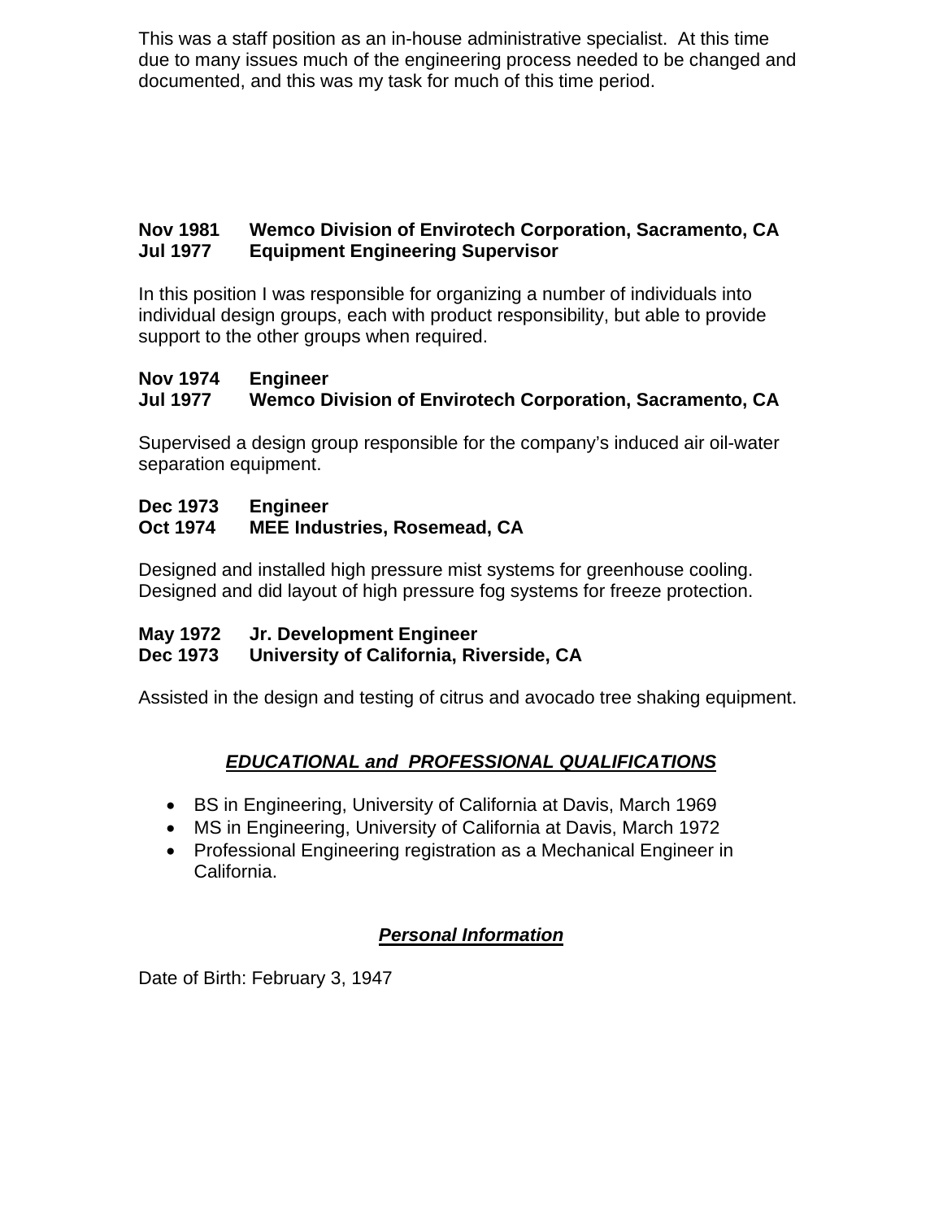This was a staff position as an in-house administrative specialist. At this time due to many issues much of the engineering process needed to be changed and documented, and this was my task for much of this time period.

**Nov 1981 Wemco Division of Envirotech Corporation, Sacramento, CA**
**Jul 1977 Equipment Engineering Supervisor**

In this position I was responsible for organizing a number of individuals into individual design groups, each with product responsibility, but able to provide support to the other groups when required.

**Nov 1974 Engineer**
**Jul 1977 Wemco Division of Envirotech Corporation, Sacramento, CA**

Supervised a design group responsible for the company's induced air oil-water separation equipment.

**Dec 1973 Engineer**
**Oct 1974 MEE Industries, Rosemead, CA**

Designed and installed high pressure mist systems for greenhouse cooling. Designed and did layout of high pressure fog systems for freeze protection.

**May 1972 Jr. Development Engineer**
**Dec 1973 University of California, Riverside, CA**

Assisted in the design and testing of citrus and avocado tree shaking equipment.

## ***EDUCATIONAL and PROFESSIONAL QUALIFICATIONS***

- BS in Engineering, University of California at Davis, March 1969
- MS in Engineering, University of California at Davis, March 1972
- Professional Engineering registration as a Mechanical Engineer in California.

## ***Personal Information***

Date of Birth: February 3, 1947